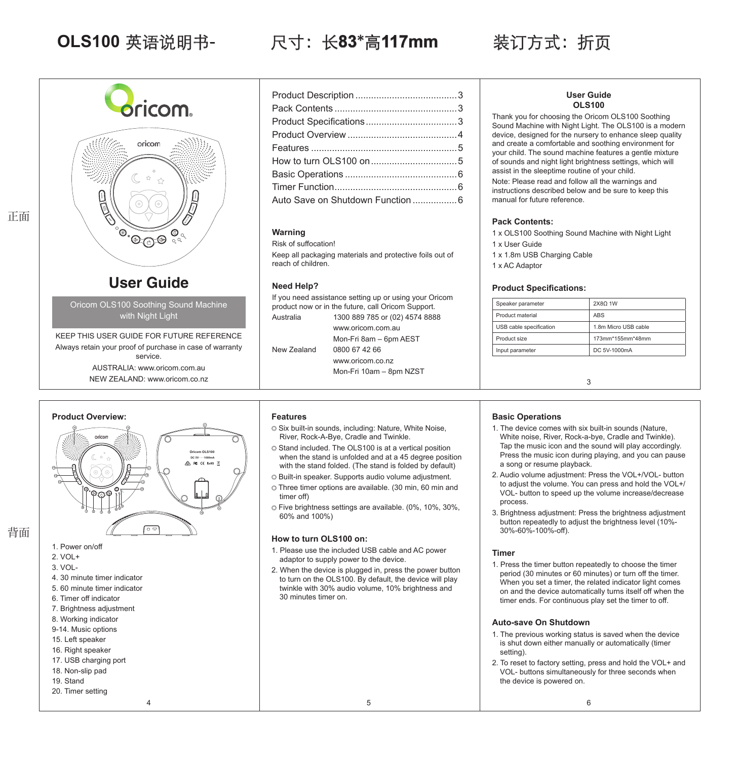# OLS100 英语说明书-　尺寸：长83*高117mm　装订方式：折页

正面

oricom

## User Guide

Oricom OLS100 Soothing Sound Machine with Night Light

KEEP THIS USER GUIDE FOR FUTURE REFERENCE

Always retain your proof of purchase in case of warranty service.

AUSTRALIA: www.oricom.com.au

NEW ZEALAND: www.oricom.co.nz

Product Description .......................................3
Pack Contents ...............................................3
Product Specifications ...................................3
Product Overview ..........................................4
Features .......................................................5
How to turn OLS100 on .................................5
Basic Operations ...........................................6
Timer Function...............................................6
Auto Save on Shutdown Function .................6

### Warning

Risk of suffocation!

Keep all packaging materials and protective foils out of reach of children.

### Need Help?

If you need assistance setting up or using your Oricom product now or in the future, call Oricom Support.

| | |
|---|---|
| Australia | 1300 889 785 or (02) 4574 8888 |
| | www.oricom.com.au |
| | Mon-Fri 8am – 6pm AEST |
| New Zealand | 0800 67 42 66 |
| | www.oricom.co.nz |
| | Mon-Fri 10am – 8pm NZST |

## User Guide
## OLS100

Thank you for choosing the Oricom OLS100 Soothing Sound Machine with Night Light. The OLS100 is a modern device, designed for the nursery to enhance sleep quality and create a comfortable and soothing environment for your child. The sound machine features a gentle mixture of sounds and night light brightness settings, which will assist in the sleeptime routine of your child.

Note: Please read and follow all the warnings and instructions described below and be sure to keep this manual for future reference.

### Pack Contents:

1 x OLS100 Soothing Sound Machine with Night Light
1 x User Guide
1 x 1.8m USB Charging Cable
1 x AC Adaptor

### Product Specifications:

| | |
|---|---|
| Speaker parameter | 2X8Ω 1W |
| Product material | ABS |
| USB cable specification | 1.8m Micro USB cable |
| Product size | 173mm*155mm*48mm |
| Input parameter | DC 5V-1000mA |

背面

### Product Overview:

1. Power on/off
2. VOL+
3. VOL-
4. 30 minute timer indicator
5. 60 minute timer indicator
6. Timer off indicator
7. Brightness adjustment
8. Working indicator
9-14. Music options
15. Left speaker
16. Right speaker
17. USB charging port
18. Non-slip pad
19. Stand
20. Timer setting

### Features

◎ Six built-in sounds, including: Nature, White Noise, River, Rock-A-Bye, Cradle and Twinkle.

◎ Stand included. The OLS100 is at a vertical position when the stand is unfolded and at a 45 degree position with the stand folded. (The stand is folded by default)

◎ Built-in speaker. Supports audio volume adjustment.

◎ Three timer options are available. (30 min, 60 min and timer off)

◎ Five brightness settings are available. (0%, 10%, 30%, 60% and 100%)

### How to turn OLS100 on:

1. Please use the included USB cable and AC power adaptor to supply power to the device.
2. When the device is plugged in, press the power button to turn on the OLS100. By default, the device will play twinkle with 30% audio volume, 10% brightness and 30 minutes timer on.

### Basic Operations

1. The device comes with six built-in sounds (Nature, White noise, River, Rock-a-bye, Cradle and Twinkle). Tap the music icon and the sound will play accordingly. Press the music icon during playing, and you can pause a song or resume playback.
2. Audio volume adjustment: Press the VOL+/VOL- button to adjust the volume. You can press and hold the VOL+/VOL- button to speed up the volume increase/decrease process.
3. Brightness adjustment: Press the brightness adjustment button repeatedly to adjust the brightness level (10%-30%-60%-100%-off).

### Timer

1. Press the timer button repeatedly to choose the timer period (30 minutes or 60 minutes) or turn off the timer. When you set a timer, the related indicator light comes on and the device automatically turns itself off when the timer ends. For continuous play set the timer to off.

### Auto-save On Shutdown

1. The previous working status is saved when the device is shut down either manually or automatically (timer setting).
2. To reset to factory setting, press and hold the VOL+ and VOL- buttons simultaneously for three seconds when the device is powered on.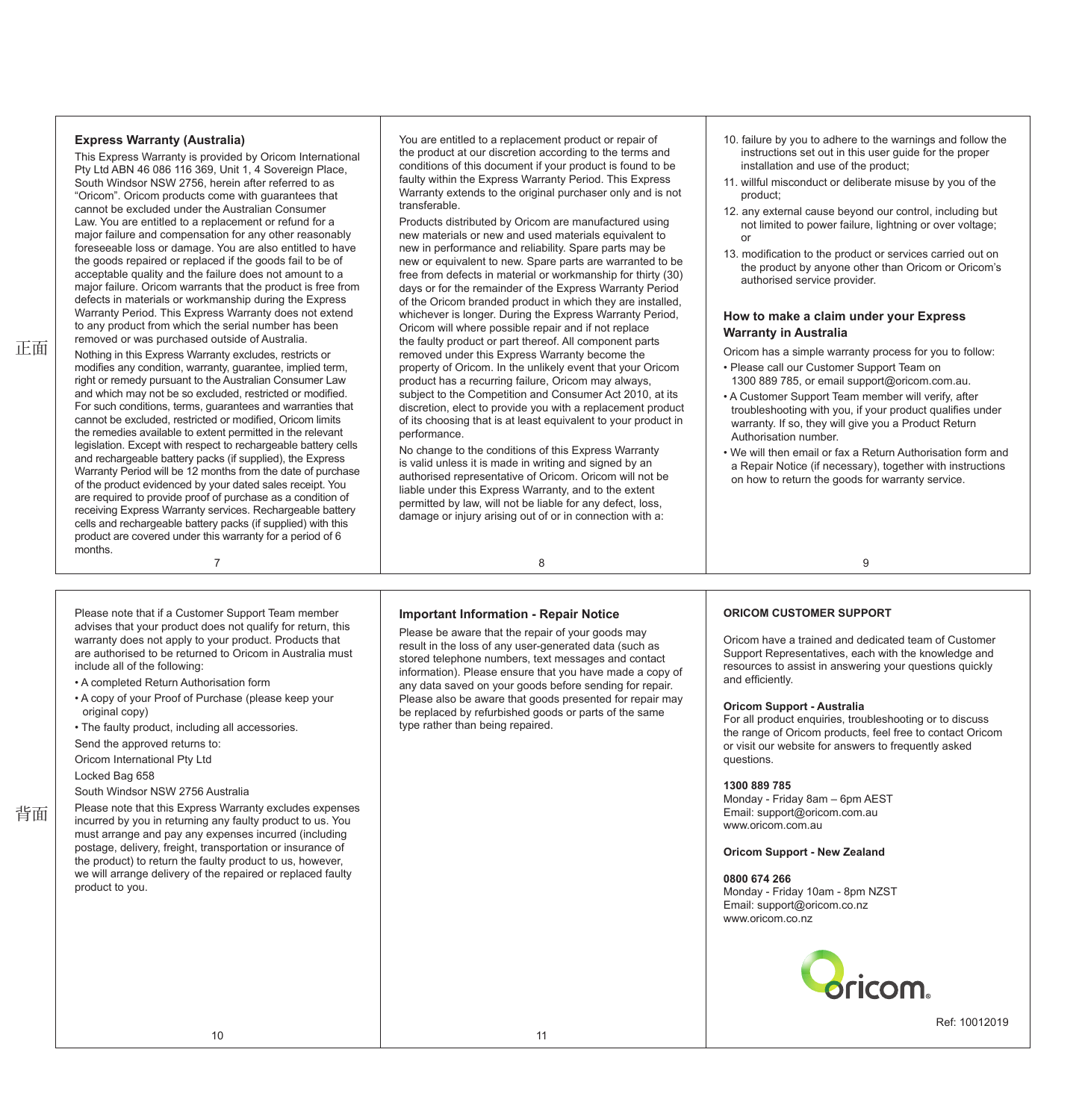正面

## Express Warranty (Australia)

This Express Warranty is provided by Oricom International Pty Ltd ABN 46 086 116 369, Unit 1, 4 Sovereign Place, South Windsor NSW 2756, herein after referred to as "Oricom". Oricom products come with guarantees that cannot be excluded under the Australian Consumer Law. You are entitled to a replacement or refund for a major failure and compensation for any other reasonably foreseeable loss or damage. You are also entitled to have the goods repaired or replaced if the goods fail to be of acceptable quality and the failure does not amount to a major failure. Oricom warrants that the product is free from defects in materials or workmanship during the Express Warranty Period. This Express Warranty does not extend to any product from which the serial number has been removed or was purchased outside of Australia.

Nothing in this Express Warranty excludes, restricts or modifies any condition, warranty, guarantee, implied term, right or remedy pursuant to the Australian Consumer Law and which may not be so excluded, restricted or modified. For such conditions, terms, guarantees and warranties that cannot be excluded, restricted or modified, Oricom limits the remedies available to extent permitted in the relevant legislation. Except with respect to rechargeable battery cells and rechargeable battery packs (if supplied), the Express Warranty Period will be 12 months from the date of purchase of the product evidenced by your dated sales receipt. You are required to provide proof of purchase as a condition of receiving Express Warranty services. Rechargeable battery cells and rechargeable battery packs (if supplied) with this product are covered under this warranty for a period of 6 months.

You are entitled to a replacement product or repair of the product at our discretion according to the terms and conditions of this document if your product is found to be faulty within the Express Warranty Period. This Express Warranty extends to the original purchaser only and is not transferable.

Products distributed by Oricom are manufactured using new materials or new and used materials equivalent to new in performance and reliability. Spare parts may be new or equivalent to new. Spare parts are warranted to be free from defects in material or workmanship for thirty (30) days or for the remainder of the Express Warranty Period of the Oricom branded product in which they are installed, whichever is longer. During the Express Warranty Period, Oricom will where possible repair and if not replace the faulty product or part thereof. All component parts removed under this Express Warranty become the property of Oricom. In the unlikely event that your Oricom product has a recurring failure, Oricom may always, subject to the Competition and Consumer Act 2010, at its discretion, elect to provide you with a replacement product of its choosing that is at least equivalent to your product in performance.

No change to the conditions of this Express Warranty is valid unless it is made in writing and signed by an authorised representative of Oricom. Oricom will not be liable under this Express Warranty, and to the extent permitted by law, will not be liable for any defect, loss, damage or injury arising out of or in connection with a:

10. failure by you to adhere to the warnings and follow the instructions set out in this user guide for the proper installation and use of the product;
11. willful misconduct or deliberate misuse by you of the product;
12. any external cause beyond our control, including but not limited to power failure, lightning or over voltage; or
13. modification to the product or services carried out on the product by anyone other than Oricom or Oricom's authorised service provider.

## How to make a claim under your Express Warranty in Australia

Oricom has a simple warranty process for you to follow:

- Please call our Customer Support Team on 1300 889 785, or email support@oricom.com.au.
- A Customer Support Team member will verify, after troubleshooting with you, if your product qualifies under warranty. If so, they will give you a Product Return Authorisation number.
- We will then email or fax a Return Authorisation form and a Repair Notice (if necessary), together with instructions on how to return the goods for warranty service.

背面

Please note that if a Customer Support Team member advises that your product does not qualify for return, this warranty does not apply to your product. Products that are authorised to be returned to Oricom in Australia must include all of the following:

- A completed Return Authorisation form
- A copy of your Proof of Purchase (please keep your original copy)
- The faulty product, including all accessories.

Send the approved returns to:

Oricom International Pty Ltd

Locked Bag 658

South Windsor NSW 2756 Australia

Please note that this Express Warranty excludes expenses incurred by you in returning any faulty product to us. You must arrange and pay any expenses incurred (including postage, delivery, freight, transportation or insurance of the product) to return the faulty product to us, however, we will arrange delivery of the repaired or replaced faulty product to you.

## Important Information - Repair Notice

Please be aware that the repair of your goods may result in the loss of any user-generated data (such as stored telephone numbers, text messages and contact information). Please ensure that you have made a copy of any data saved on your goods before sending for repair. Please also be aware that goods presented for repair may be replaced by refurbished goods or parts of the same type rather than being repaired.

## ORICOM CUSTOMER SUPPORT

Oricom have a trained and dedicated team of Customer Support Representatives, each with the knowledge and resources to assist in answering your questions quickly and efficiently.

**Oricom Support - Australia**

For all product enquiries, troubleshooting or to discuss the range of Oricom products, feel free to contact Oricom or visit our website for answers to frequently asked questions.

**1300 889 785**

Monday - Friday 8am – 6pm AEST
Email: support@oricom.com.au
www.oricom.com.au

**Oricom Support - New Zealand**

**0800 674 266**

Monday - Friday 10am - 8pm NZST
Email: support@oricom.co.nz
www.oricom.co.nz

oricom.

Ref: 10012019